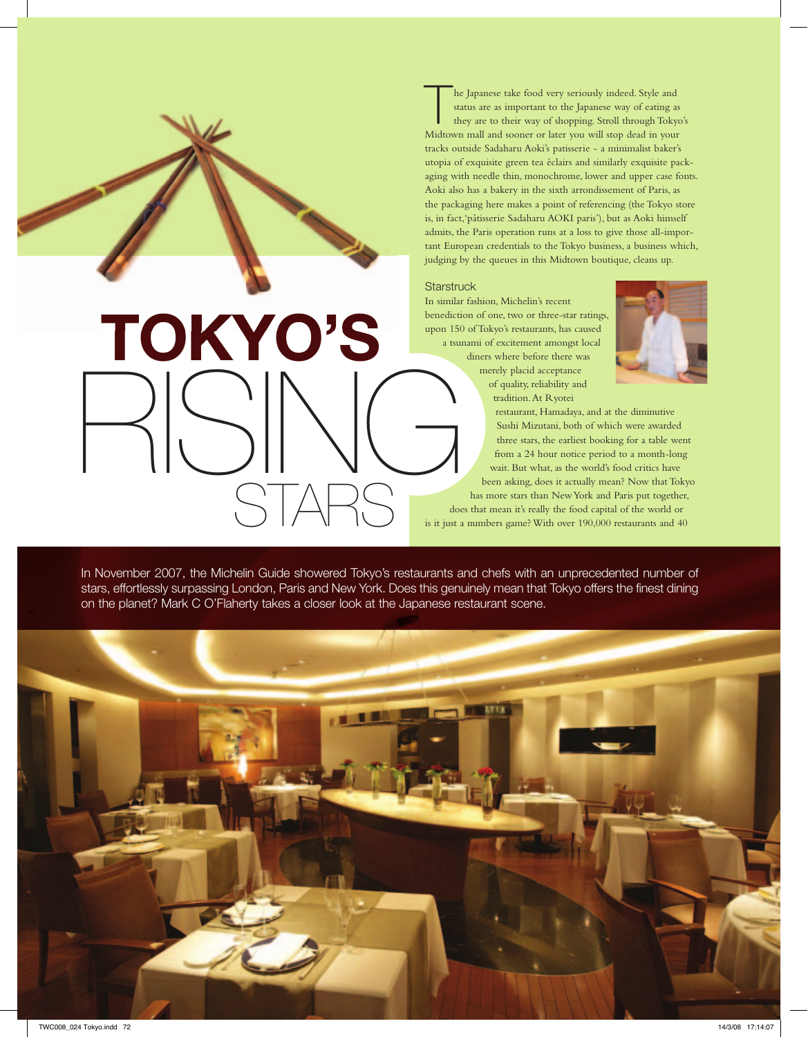# TOKYO'S RISING STARS

In November 2007, the Michelin Guide showered Tokyo's restaurants and chefs with an unprecedented number of stars, effortlessly surpassing London, Paris and New York. Does this genuinely mean that Tokyo offers the finest dining on the planet? Mark C O'Flaherty takes a closer look at the Japanese restaurant scene.

The Japanese take food very seriously indeed. Style and status are as important to the Japanese way of eating as they are to their way of shopping. Stroll through Tokyo's Midtown mall and sooner or later you will stop dead in your tracks outside Sadaharu Aoki's patisserie - a minimalist baker's utopia of exquisite green tea éclairs and similarly exquisite packaging with needle thin, monochrome, lower and upper case fonts. Aoki also has a bakery in the sixth arrondissement of Paris, as the packaging here makes a point of referencing (the Tokyo store is, in fact, 'pâtisserie Sadaharu AOKI paris'), but as Aoki himself admits, the Paris operation runs at a loss to give those all-important European credentials to the Tokyo business, a business which, judging by the queues in this Midtown boutique, cleans up.

## Starstruck

In similar fashion, Michelin's recent benediction of one, two or three-star ratings, upon 150 of Tokyo's restaurants, has caused a tsunami of excitement amongst local diners where before there was merely placid acceptance of quality, reliability and tradition. At Ryotei restaurant, Hamadaya, and at the diminutive Sushi Mizutani, both of which were awarded three stars, the earliest booking for a table went from a 24 hour notice period to a month-long wait. But what, as the world's food critics have been asking, does it actually mean? Now that Tokyo has more stars than New York and Paris put together, does that mean it's really the food capital of the world or is it just a numbers game? With over 190,000 restaurants and 40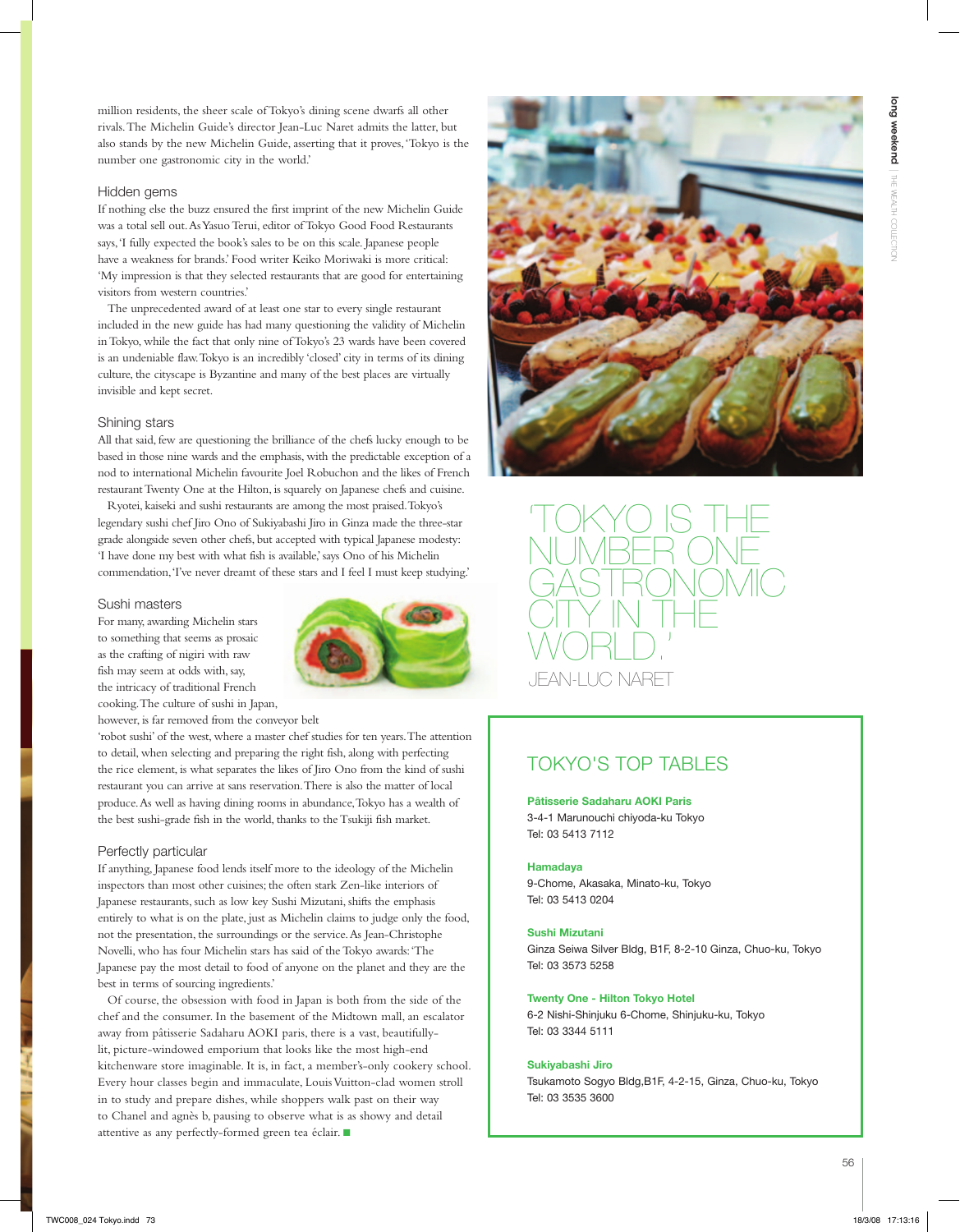million residents, the sheer scale of Tokyo's dining scene dwarfs all other rivals. The Michelin Guide's director Jean-Luc Naret admits the latter, but also stands by the new Michelin Guide, asserting that it proves, 'Tokyo is the number one gastronomic city in the world.'

## Hidden gems

If nothing else the buzz ensured the first imprint of the new Michelin Guide was a total sell out. As Yasuo Terui, editor of Tokyo Good Food Restaurants says, 'I fully expected the book's sales to be on this scale. Japanese people have a weakness for brands.' Food writer Keiko Moriwaki is more critical: 'My impression is that they selected restaurants that are good for entertaining visitors from western countries.'

The unprecedented award of at least one star to every single restaurant included in the new guide has had many questioning the validity of Michelin in Tokyo, while the fact that only nine of Tokyo's 23 wards have been covered is an undeniable flaw. Tokyo is an incredibly 'closed' city in terms of its dining culture, the cityscape is Byzantine and many of the best places are virtually invisible and kept secret.

## Shining stars

All that said, few are questioning the brilliance of the chefs lucky enough to be based in those nine wards and the emphasis, with the predictable exception of a nod to international Michelin favourite Joel Robuchon and the likes of French restaurant Twenty One at the Hilton, is squarely on Japanese chefs and cuisine.

Ryotei, kaiseki and sushi restaurants are among the most praised. Tokyo's legendary sushi chef Jiro Ono of Sukiyabashi Jiro in Ginza made the three-star grade alongside seven other chefs, but accepted with typical Japanese modesty: 'I have done my best with what fish is available,' says Ono of his Michelin commendation, 'I've never dreamt of these stars and I feel I must keep studying.'

## Sushi masters

For many, awarding Michelin stars to something that seems as prosaic as the crafting of nigiri with raw fish may seem at odds with, say, the intricacy of traditional French cooking. The culture of sushi in Japan, however, is far removed from the conveyor belt 'robot sushi' of the west, where a master chef studies for ten years. The attention to detail, when selecting and preparing the right fish, along with perfecting the rice element, is what separates the likes of Jiro Ono from the kind of sushi restaurant you can arrive at sans reservation. There is also the matter of local produce. As well as having dining rooms in abundance, Tokyo has a wealth of the best sushi-grade fish in the world, thanks to the Tsukiji fish market.

## Perfectly particular

If anything, Japanese food lends itself more to the ideology of the Michelin inspectors than most other cuisines; the often stark Zen-like interiors of Japanese restaurants, such as low key Sushi Mizutani, shifts the emphasis entirely to what is on the plate, just as Michelin claims to judge only the food, not the presentation, the surroundings or the service. As Jean-Christophe Novelli, who has four Michelin stars has said of the Tokyo awards: 'The Japanese pay the most detail to food of anyone on the planet and they are the best in terms of sourcing ingredients.'

Of course, the obsession with food in Japan is both from the side of the chef and the consumer. In the basement of the Midtown mall, an escalator away from pâtisserie Sadaharu AOKI paris, there is a vast, beautifully-lit, picture-windowed emporium that looks like the most high-end kitchenware store imaginable. It is, in fact, a member's-only cookery school. Every hour classes begin and immaculate, Louis Vuitton-clad women stroll in to study and prepare dishes, while shoppers walk past on their way to Chanel and agnès b, pausing to observe what is as showy and detail attentive as any perfectly-formed green tea éclair. ■

'TOKYO IS THE NUMBER ONE GASTRONOMIC CITY IN THE WORLD.'

JEAN-LUC NARET

## TOKYO'S TOP TABLES

**Pâtisserie Sadaharu AOKI Paris**
3-4-1 Marunouchi chiyoda-ku Tokyo
Tel: 03 5413 7112

**Hamadaya**
9-Chome, Akasaka, Minato-ku, Tokyo
Tel: 03 5413 0204

**Sushi Mizutani**
Ginza Seiwa Silver Bldg, B1F, 8-2-10 Ginza, Chuo-ku, Tokyo
Tel: 03 3573 5258

**Twenty One - Hilton Tokyo Hotel**
6-2 Nishi-Shinjuku 6-Chome, Shinjuku-ku, Tokyo
Tel: 03 3344 5111

**Sukiyabashi Jiro**
Tsukamoto Sogyo Bldg,B1F, 4-2-15, Ginza, Chuo-ku, Tokyo
Tel: 03 3535 3600